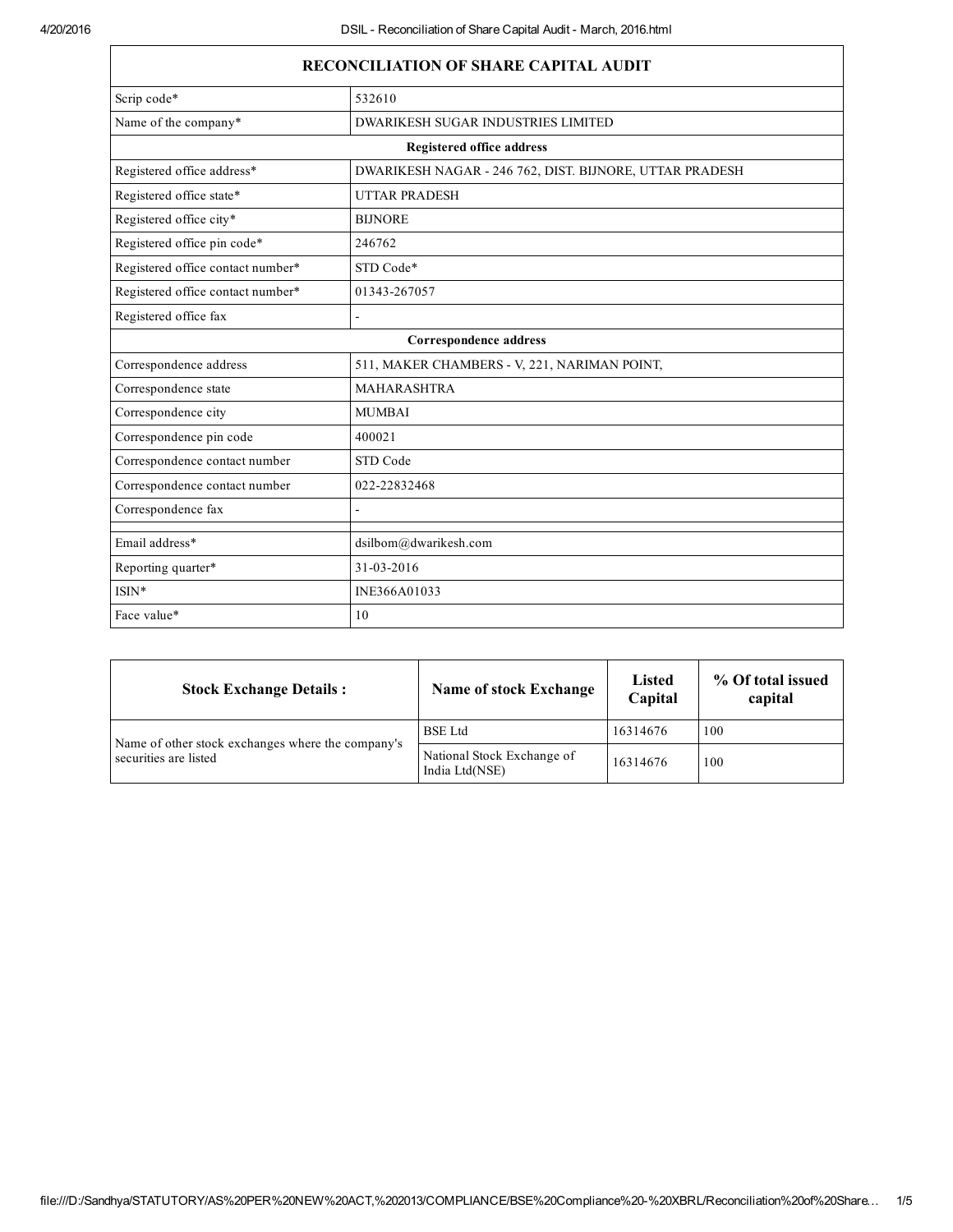| RECONCILIATION OF SHARE CAPITAL AUDIT | |
|---|---|
| Scrip code* | 532610 |
| Name of the company* | DWARIKESH SUGAR INDUSTRIES LIMITED |
| **Registered office address** | |
| Registered office address* | DWARIKESH NAGAR - 246 762, DIST. BIJNORE, UTTAR PRADESH |
| Registered office state* | UTTAR PRADESH |
| Registered office city* | BIJNORE |
| Registered office pin code* | 246762 |
| Registered office contact number* | STD Code* |
| Registered office contact number* | 01343-267057 |
| Registered office fax | - |
| **Correspondence address** | |
| Correspondence address | 511, MAKER CHAMBERS - V, 221, NARIMAN POINT, |
| Correspondence state | MAHARASHTRA |
| Correspondence city | MUMBAI |
| Correspondence pin code | 400021 |
| Correspondence contact number | STD Code |
| Correspondence contact number | 022-22832468 |
| Correspondence fax | - |
| | |
| Email address* | dsilbom@dwarikesh.com |
| Reporting quarter* | 31-03-2016 |
| ISIN* | INE366A01033 |
| Face value* | 10 |

| Stock Exchange Details : | Name of stock Exchange | Listed Capital | % Of total issued capital |
|---|---|---|---|
| Name of other stock exchanges where the company's securities are listed | BSE Ltd | 16314676 | 100 |
| | National Stock Exchange of India Ltd(NSE) | 16314676 | 100 |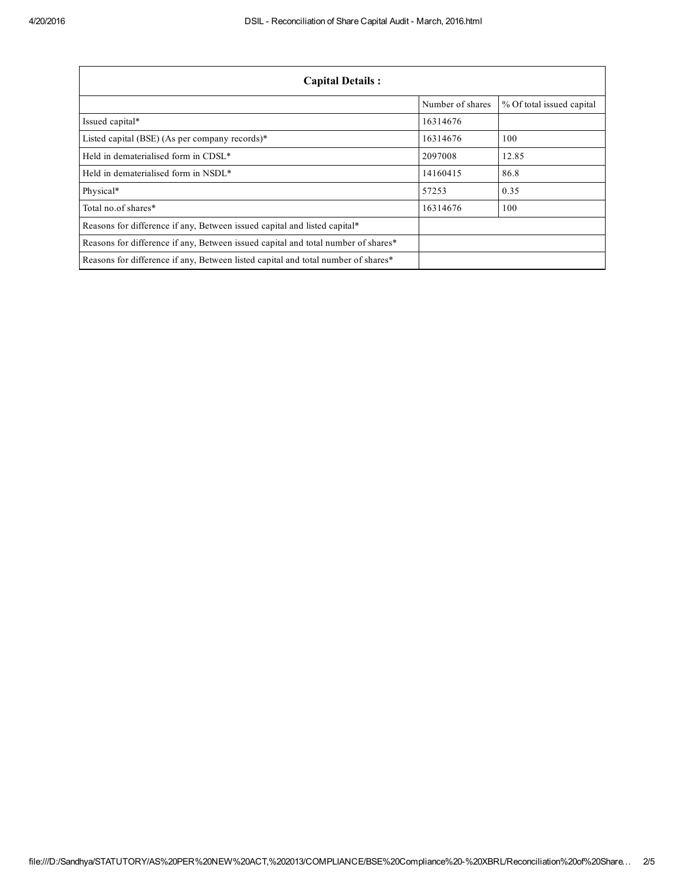| Capital Details : | | |
|---|---|---|
| | Number of shares | % Of total issued capital |
| Issued capital* | 16314676 | |
| Listed capital (BSE) (As per company records)* | 16314676 | 100 |
| Held in dematerialised form in CDSL* | 2097008 | 12.85 |
| Held in dematerialised form in NSDL* | 14160415 | 86.8 |
| Physical* | 57253 | 0.35 |
| Total no.of shares* | 16314676 | 100 |
| Reasons for difference if any, Between issued capital and listed capital* | | |
| Reasons for difference if any, Between issued capital and total number of shares* | | |
| Reasons for difference if any, Between listed capital and total number of shares* | | |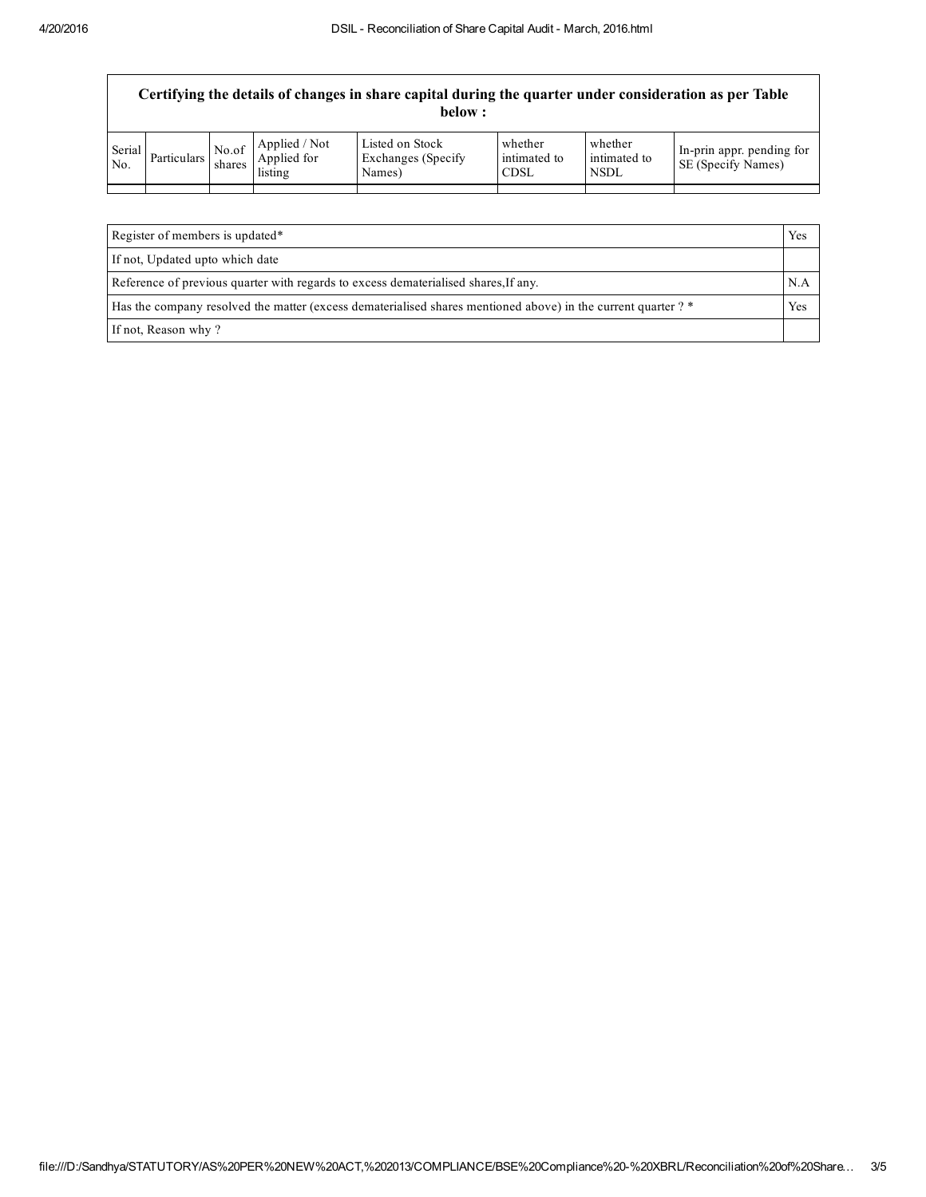| Certifying the details of changes in share capital during the quarter under consideration as per Table below : | | | | | | | |
|---|---|---|---|---|---|---|---|
| Serial No. | Particulars | No.of shares | Applied / Not Applied for listing | Listed on Stock Exchanges (Specify Names) | whether intimated to CDSL | whether intimated to NSDL | In-prin appr. pending for SE (Specify Names) |
| | | | | | | | |

| Register of members is updated* | Yes |
|---|---|
| If not, Updated upto which date | |
| Reference of previous quarter with regards to excess dematerialised shares,If any. | N.A |
| Has the company resolved the matter (excess dematerialised shares mentioned above) in the current quarter ? * | Yes |
| If not, Reason why ? | |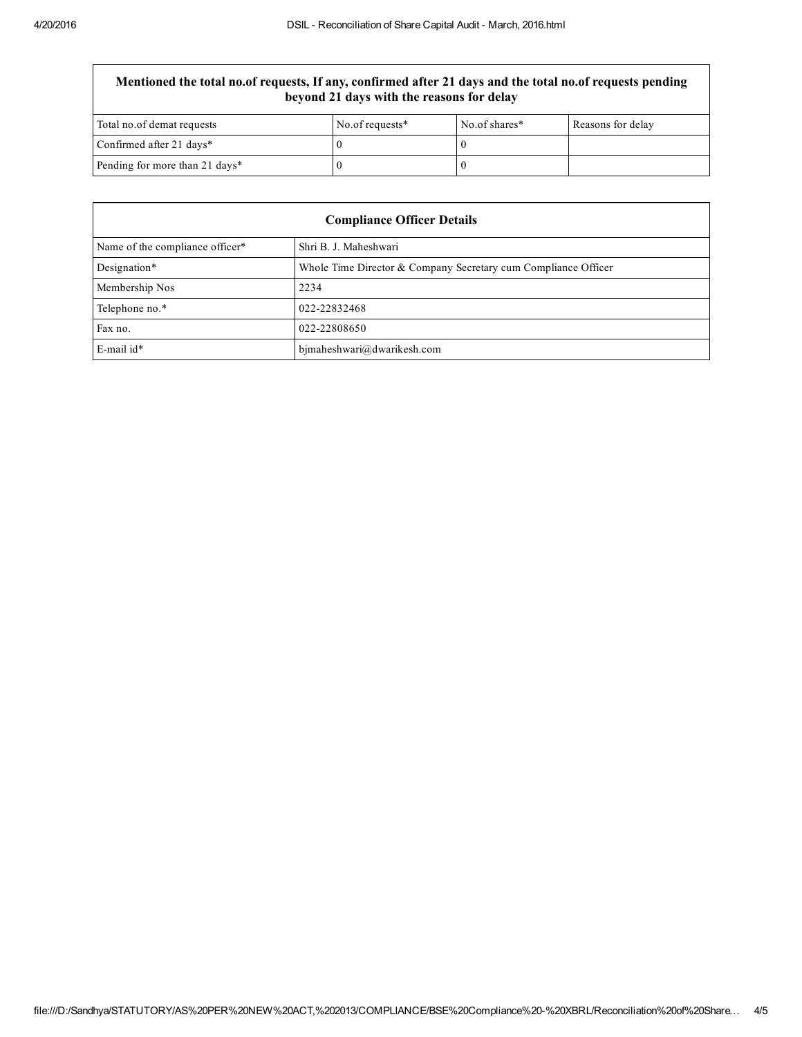| Mentioned the total no.of requests, If any, confirmed after 21 days and the total no.of requests pending beyond 21 days with the reasons for delay | | | |
|---|---|---|---|
| Total no.of demat requests | No.of requests* | No.of shares* | Reasons for delay |
| Confirmed after 21 days* | 0 | 0 | |
| Pending for more than 21 days* | 0 | 0 | |

| Compliance Officer Details | |
|---|---|
| Name of the compliance officer* | Shri B. J. Maheshwari |
| Designation* | Whole Time Director & Company Secretary cum Compliance Officer |
| Membership Nos | 2234 |
| Telephone no.* | 022-22832468 |
| Fax no. | 022-22808650 |
| E-mail id* | bjmaheshwari@dwarikesh.com |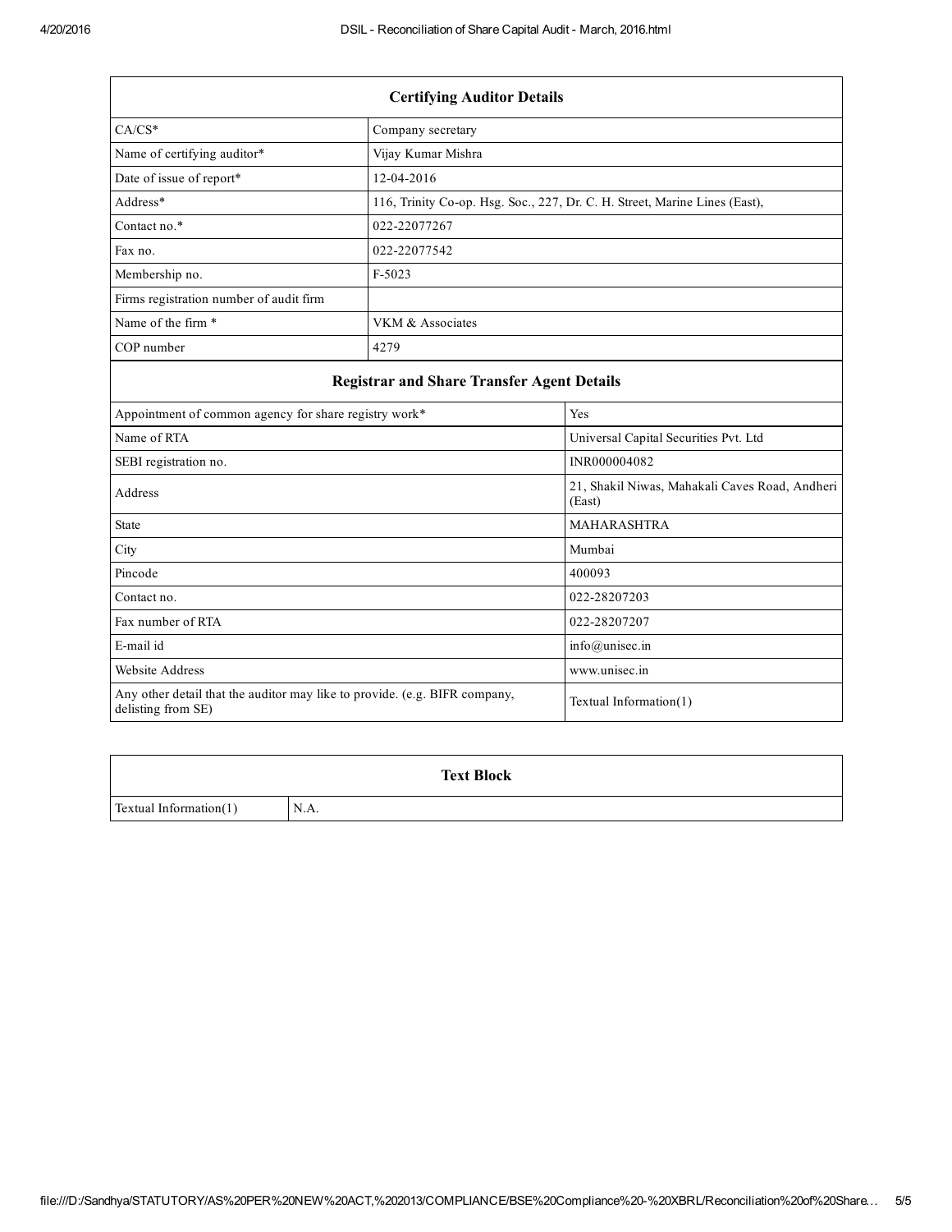| Certifying Auditor Details | |
|---|---|
| CA/CS* | Company secretary |
| Name of certifying auditor* | Vijay Kumar Mishra |
| Date of issue of report* | 12-04-2016 |
| Address* | 116, Trinity Co-op. Hsg. Soc., 227, Dr. C. H. Street, Marine Lines (East), |
| Contact no.* | 022-22077267 |
| Fax no. | 022-22077542 |
| Membership no. | F-5023 |
| Firms registration number of audit firm | |
| Name of the firm * | VKM & Associates |
| COP number | 4279 |

| Registrar and Share Transfer Agent Details | |
|---|---|
| Appointment of common agency for share registry work* | Yes |
| Name of RTA | Universal Capital Securities Pvt. Ltd |
| SEBI registration no. | INR000004082 |
| Address | 21, Shakil Niwas, Mahakali Caves Road, Andheri (East) |
| State | MAHARASHTRA |
| City | Mumbai |
| Pincode | 400093 |
| Contact no. | 022-28207203 |
| Fax number of RTA | 022-28207207 |
| E-mail id | info@unisec.in |
| Website Address | www.unisec.in |
| Any other detail that the auditor may like to provide. (e.g. BIFR company, delisting from SE) | Textual Information(1) |

| Text Block | |
|---|---|
| Textual Information(1) | N.A. |